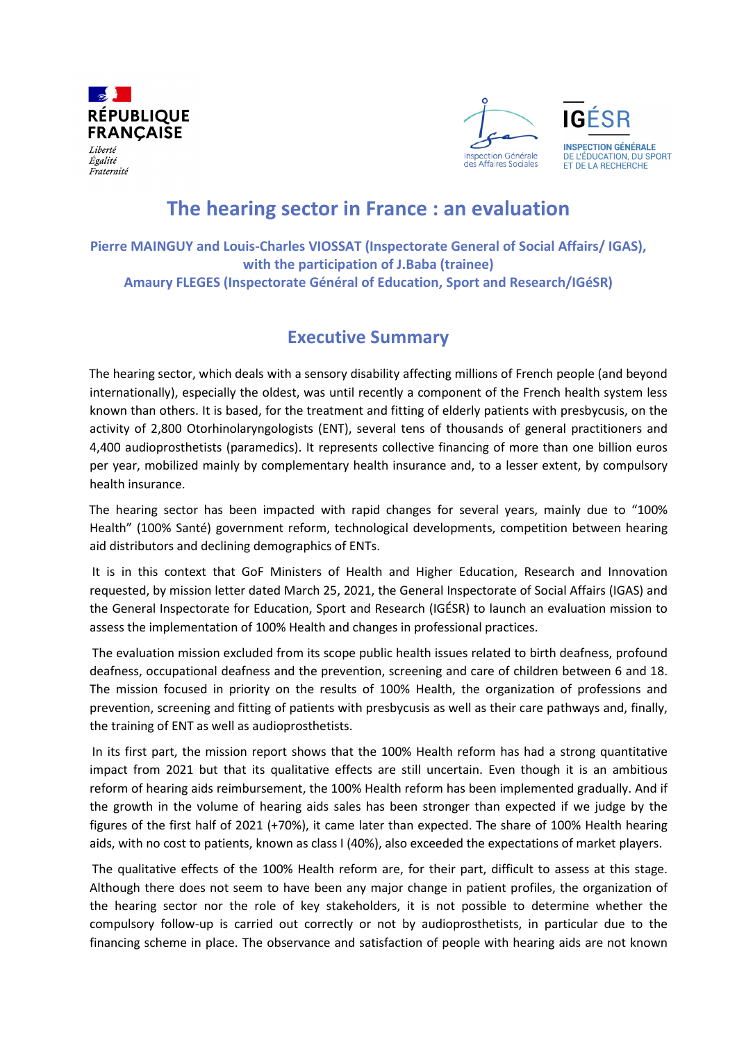RÉPUBLIQUE FRANÇAISE

*Liberté*
*Égalité*
*Fraternité*

Inspection Générale des Affaires Sociales

IGÉSR
INSPECTION GÉNÉRALE DE L'ÉDUCATION, DU SPORT ET DE LA RECHERCHE

# The hearing sector in France : an evaluation

**Pierre MAINGUY and Louis-Charles VIOSSAT (Inspectorate General of Social Affairs/ IGAS), with the participation of J.Baba (trainee)**
**Amaury FLEGES (Inspectorate Général of Education, Sport and Research/IGéSR)**

## Executive Summary

The hearing sector, which deals with a sensory disability affecting millions of French people (and beyond internationally), especially the oldest, was until recently a component of the French health system less known than others. It is based, for the treatment and fitting of elderly patients with presbycusis, on the activity of 2,800 Otorhinolaryngologists (ENT), several tens of thousands of general practitioners and 4,400 audioprosthetists (paramedics). It represents collective financing of more than one billion euros per year, mobilized mainly by complementary health insurance and, to a lesser extent, by compulsory health insurance.

The hearing sector has been impacted with rapid changes for several years, mainly due to "100% Health" (100% Santé) government reform, technological developments, competition between hearing aid distributors and declining demographics of ENTs.

It is in this context that GoF Ministers of Health and Higher Education, Research and Innovation requested, by mission letter dated March 25, 2021, the General Inspectorate of Social Affairs (IGAS) and the General Inspectorate for Education, Sport and Research (IGÉSR) to launch an evaluation mission to assess the implementation of 100% Health and changes in professional practices.

The evaluation mission excluded from its scope public health issues related to birth deafness, profound deafness, occupational deafness and the prevention, screening and care of children between 6 and 18. The mission focused in priority on the results of 100% Health, the organization of professions and prevention, screening and fitting of patients with presbycusis as well as their care pathways and, finally, the training of ENT as well as audioprosthetists.

In its first part, the mission report shows that the 100% Health reform has had a strong quantitative impact from 2021 but that its qualitative effects are still uncertain. Even though it is an ambitious reform of hearing aids reimbursement, the 100% Health reform has been implemented gradually. And if the growth in the volume of hearing aids sales has been stronger than expected if we judge by the figures of the first half of 2021 (+70%), it came later than expected. The share of 100% Health hearing aids, with no cost to patients, known as class I (40%), also exceeded the expectations of market players.

The qualitative effects of the 100% Health reform are, for their part, difficult to assess at this stage. Although there does not seem to have been any major change in patient profiles, the organization of the hearing sector nor the role of key stakeholders, it is not possible to determine whether the compulsory follow-up is carried out correctly or not by audioprosthetists, in particular due to the financing scheme in place. The observance and satisfaction of people with hearing aids are not known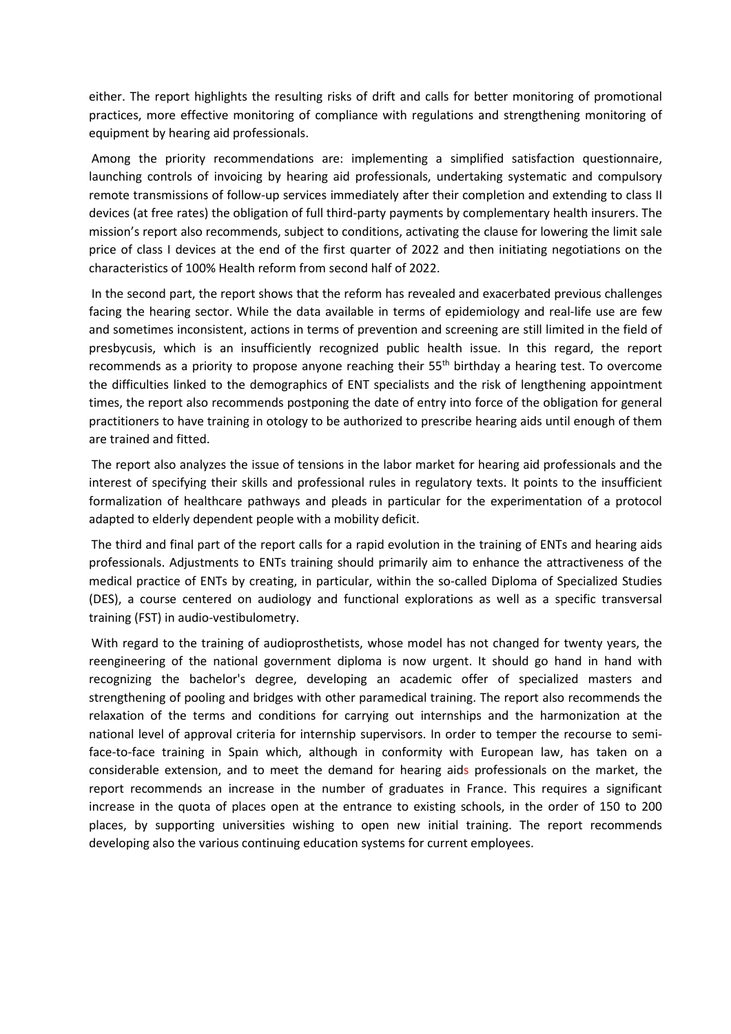either. The report highlights the resulting risks of drift and calls for better monitoring of promotional practices, more effective monitoring of compliance with regulations and strengthening monitoring of equipment by hearing aid professionals.

Among the priority recommendations are: implementing a simplified satisfaction questionnaire, launching controls of invoicing by hearing aid professionals, undertaking systematic and compulsory remote transmissions of follow-up services immediately after their completion and extending to class II devices (at free rates) the obligation of full third-party payments by complementary health insurers. The mission's report also recommends, subject to conditions, activating the clause for lowering the limit sale price of class I devices at the end of the first quarter of 2022 and then initiating negotiations on the characteristics of 100% Health reform from second half of 2022.

In the second part, the report shows that the reform has revealed and exacerbated previous challenges facing the hearing sector. While the data available in terms of epidemiology and real-life use are few and sometimes inconsistent, actions in terms of prevention and screening are still limited in the field of presbycusis, which is an insufficiently recognized public health issue. In this regard, the report recommends as a priority to propose anyone reaching their 55th birthday a hearing test. To overcome the difficulties linked to the demographics of ENT specialists and the risk of lengthening appointment times, the report also recommends postponing the date of entry into force of the obligation for general practitioners to have training in otology to be authorized to prescribe hearing aids until enough of them are trained and fitted.

The report also analyzes the issue of tensions in the labor market for hearing aid professionals and the interest of specifying their skills and professional rules in regulatory texts. It points to the insufficient formalization of healthcare pathways and pleads in particular for the experimentation of a protocol adapted to elderly dependent people with a mobility deficit.

The third and final part of the report calls for a rapid evolution in the training of ENTs and hearing aids professionals. Adjustments to ENTs training should primarily aim to enhance the attractiveness of the medical practice of ENTs by creating, in particular, within the so-called Diploma of Specialized Studies (DES), a course centered on audiology and functional explorations as well as a specific transversal training (FST) in audio-vestibulometry.

With regard to the training of audioprosthetists, whose model has not changed for twenty years, the reengineering of the national government diploma is now urgent. It should go hand in hand with recognizing the bachelor's degree, developing an academic offer of specialized masters and strengthening of pooling and bridges with other paramedical training. The report also recommends the relaxation of the terms and conditions for carrying out internships and the harmonization at the national level of approval criteria for internship supervisors. In order to temper the recourse to semi-face-to-face training in Spain which, although in conformity with European law, has taken on a considerable extension, and to meet the demand for hearing aids professionals on the market, the report recommends an increase in the number of graduates in France. This requires a significant increase in the quota of places open at the entrance to existing schools, in the order of 150 to 200 places, by supporting universities wishing to open new initial training. The report recommends developing also the various continuing education systems for current employees.